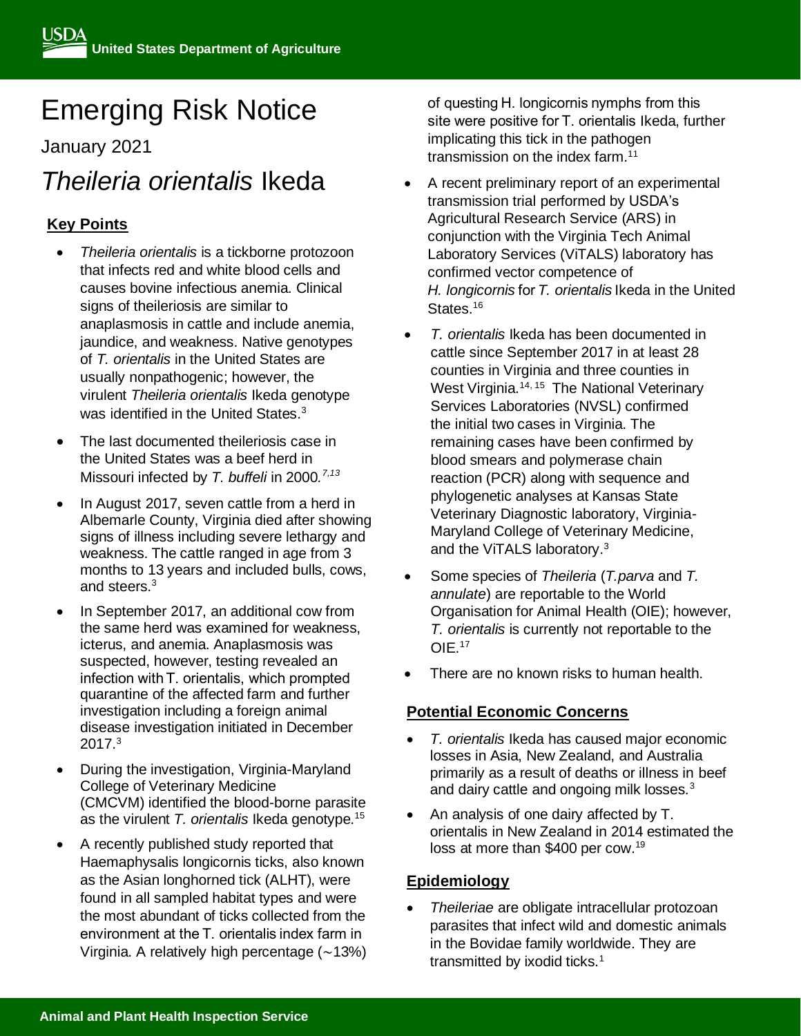# Emerging Risk Notice

January 2021

# *Theileria orientalis* Ikeda

## Key Points

- *Theileria orientalis* is a tickborne protozoon that infects red and white blood cells and causes bovine infectious anemia. Clinical signs of theileriosis are similar to anaplasmosis in cattle and include anemia, jaundice, and weakness. Native genotypes of *T. orientalis* in the United States are usually nonpathogenic; however, the virulent *Theileria orientalis* Ikeda genotype was identified in the United States.[3]
- The last documented theileriosis case in the United States was a beef herd in Missouri infected by *T. buffeli* in 2000.[7,13]
- In August 2017, seven cattle from a herd in Albemarle County, Virginia died after showing signs of illness including severe lethargy and weakness. The cattle ranged in age from 3 months to 13 years and included bulls, cows, and steers.[3]
- In September 2017, an additional cow from the same herd was examined for weakness, icterus, and anemia. Anaplasmosis was suspected, however, testing revealed an infection with T. orientalis, which prompted quarantine of the affected farm and further investigation including a foreign animal disease investigation initiated in December 2017.[3]
- During the investigation, Virginia-Maryland College of Veterinary Medicine (CMCVM) identified the blood-borne parasite as the virulent *T. orientalis* Ikeda genotype.[15]
- A recently published study reported that Haemaphysalis longicornis ticks, also known as the Asian longhorned tick (ALHT), were found in all sampled habitat types and were the most abundant of ticks collected from the environment at the T. orientalis index farm in Virginia. A relatively high percentage (~13%) of questing H. longicornis nymphs from this site were positive for T. orientalis Ikeda, further implicating this tick in the pathogen transmission on the index farm.[11]
- A recent preliminary report of an experimental transmission trial performed by USDA's Agricultural Research Service (ARS) in conjunction with the Virginia Tech Animal Laboratory Services (ViTALS) laboratory has confirmed vector competence of *H. longicornis* for *T. orientalis* Ikeda in the United States.[16]
- *T. orientalis* Ikeda has been documented in cattle since September 2017 in at least 28 counties in Virginia and three counties in West Virginia.[14, 15] The National Veterinary Services Laboratories (NVSL) confirmed the initial two cases in Virginia. The remaining cases have been confirmed by blood smears and polymerase chain reaction (PCR) along with sequence and phylogenetic analyses at Kansas State Veterinary Diagnostic laboratory, Virginia-Maryland College of Veterinary Medicine, and the ViTALS laboratory.[3]
- Some species of *Theileria* (*T.parva* and *T. annulate*) are reportable to the World Organisation for Animal Health (OIE); however, *T. orientalis* is currently not reportable to the OIE.[17]
- There are no known risks to human health.

## Potential Economic Concerns

- *T. orientalis* Ikeda has caused major economic losses in Asia, New Zealand, and Australia primarily as a result of deaths or illness in beef and dairy cattle and ongoing milk losses.[3]
- An analysis of one dairy affected by T. orientalis in New Zealand in 2014 estimated the loss at more than $400 per cow.[19]

## Epidemiology

- *Theileriae* are obligate intracellular protozoan parasites that infect wild and domestic animals in the Bovidae family worldwide. They are transmitted by ixodid ticks.[1]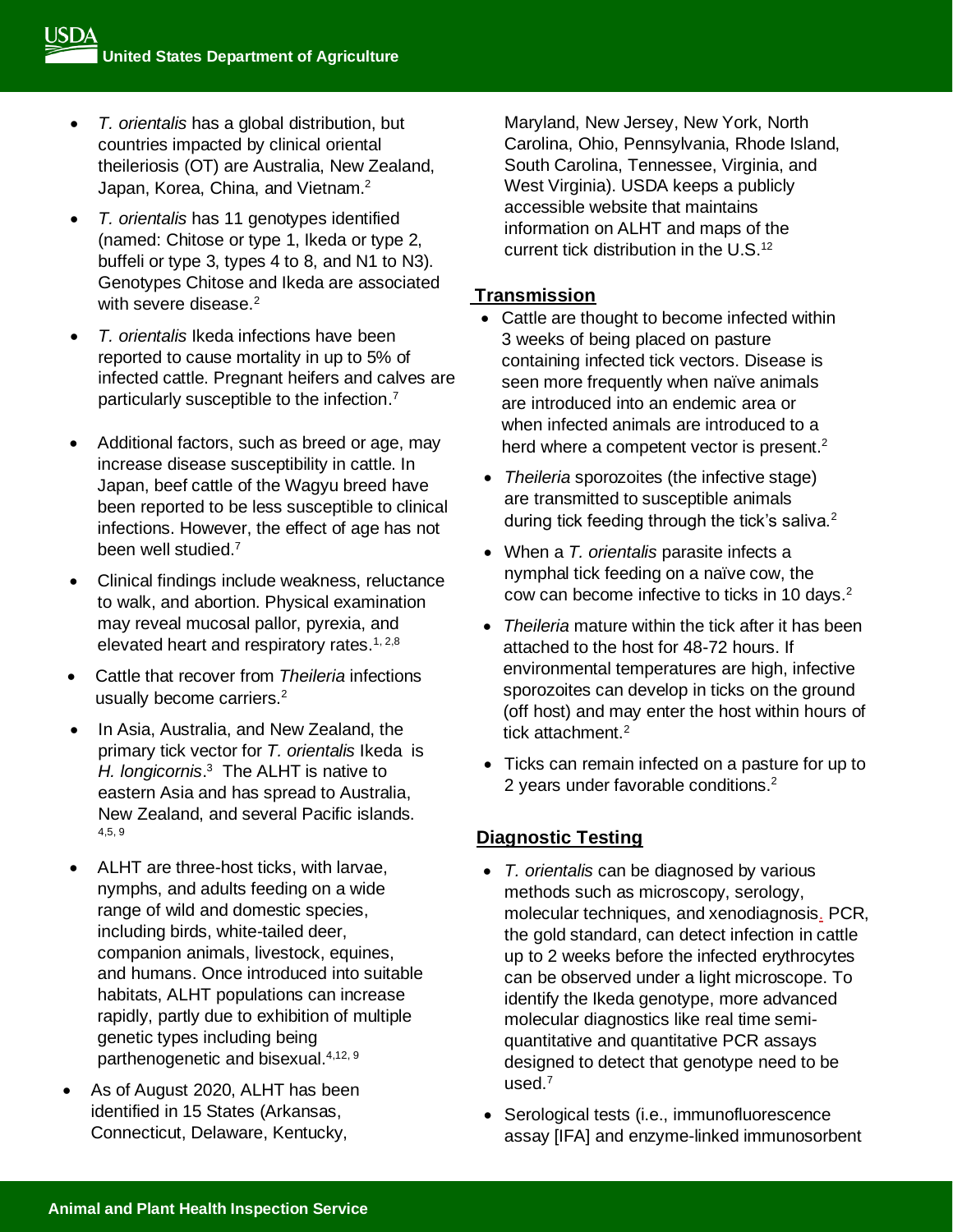- *T. orientalis* has a global distribution, but countries impacted by clinical oriental theileriosis (OT) are Australia, New Zealand, Japan, Korea, China, and Vietnam.[2]
- *T. orientalis* has 11 genotypes identified (named: Chitose or type 1, Ikeda or type 2, buffeli or type 3, types 4 to 8, and N1 to N3). Genotypes Chitose and Ikeda are associated with severe disease.[2]
- *T. orientalis* Ikeda infections have been reported to cause mortality in up to 5% of infected cattle. Pregnant heifers and calves are particularly susceptible to the infection.[7]
- Additional factors, such as breed or age, may increase disease susceptibility in cattle. In Japan, beef cattle of the Wagyu breed have been reported to be less susceptible to clinical infections. However, the effect of age has not been well studied.[7]
- Clinical findings include weakness, reluctance to walk, and abortion. Physical examination may reveal mucosal pallor, pyrexia, and elevated heart and respiratory rates.[1, 2,8]
- Cattle that recover from *Theileria* infections usually become carriers.[2]
- In Asia, Australia, and New Zealand, the primary tick vector for *T. orientalis* Ikeda is *H. longicornis*.[3] The ALHT is native to eastern Asia and has spread to Australia, New Zealand, and several Pacific islands.[4,5, 9]
- ALHT are three-host ticks, with larvae, nymphs, and adults feeding on a wide range of wild and domestic species, including birds, white-tailed deer, companion animals, livestock, equines, and humans. Once introduced into suitable habitats, ALHT populations can increase rapidly, partly due to exhibition of multiple genetic types including being parthenogenetic and bisexual.[4,12, 9]
- As of August 2020, ALHT has been identified in 15 States (Arkansas, Connecticut, Delaware, Kentucky, Maryland, New Jersey, New York, North Carolina, Ohio, Pennsylvania, Rhode Island, South Carolina, Tennessee, Virginia, and West Virginia). USDA keeps a publicly accessible website that maintains information on ALHT and maps of the current tick distribution in the U.S.[12]

## Transmission

- Cattle are thought to become infected within 3 weeks of being placed on pasture containing infected tick vectors. Disease is seen more frequently when naïve animals are introduced into an endemic area or when infected animals are introduced to a herd where a competent vector is present.[2]
- *Theileria* sporozoites (the infective stage) are transmitted to susceptible animals during tick feeding through the tick's saliva.[2]
- When a *T. orientalis* parasite infects a nymphal tick feeding on a naïve cow, the cow can become infective to ticks in 10 days.[2]
- *Theileria* mature within the tick after it has been attached to the host for 48-72 hours. If environmental temperatures are high, infective sporozoites can develop in ticks on the ground (off host) and may enter the host within hours of tick attachment.[2]
- Ticks can remain infected on a pasture for up to 2 years under favorable conditions.[2]

## Diagnostic Testing

- *T. orientalis* can be diagnosed by various methods such as microscopy, serology, molecular techniques, and xenodiagnosis. PCR, the gold standard, can detect infection in cattle up to 2 weeks before the infected erythrocytes can be observed under a light microscope. To identify the Ikeda genotype, more advanced molecular diagnostics like real time semi-quantitative and quantitative PCR assays designed to detect that genotype need to be used.[7]
- Serological tests (i.e., immunofluorescence assay [IFA] and enzyme-linked immunosorbent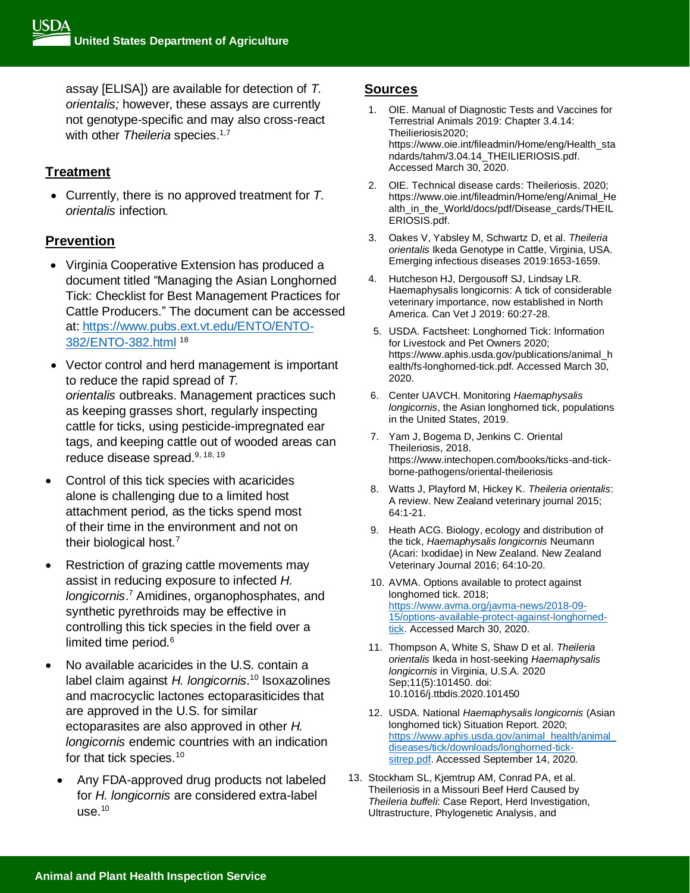assay [ELISA]) are available for detection of *T. orientalis;* however, these assays are currently not genotype-specific and may also cross-react with other *Theileria* species.[1,7]

## Treatment

- Currently, there is no approved treatment for *T. orientalis* infection.

## Prevention

- Virginia Cooperative Extension has produced a document titled "Managing the Asian Longhorned Tick: Checklist for Best Management Practices for Cattle Producers." The document can be accessed at: https://www.pubs.ext.vt.edu/ENTO/ENTO-382/ENTO-382.html [18]
- Vector control and herd management is important to reduce the rapid spread of *T. orientalis* outbreaks. Management practices such as keeping grasses short, regularly inspecting cattle for ticks, using pesticide-impregnated ear tags, and keeping cattle out of wooded areas can reduce disease spread.[9, 18, 19]
- Control of this tick species with acaricides alone is challenging due to a limited host attachment period, as the ticks spend most of their time in the environment and not on their biological host.[7]
- Restriction of grazing cattle movements may assist in reducing exposure to infected *H. longicornis*.[7] Amidines, organophosphates, and synthetic pyrethroids may be effective in controlling this tick species in the field over a limited time period.[6]
- No available acaricides in the U.S. contain a label claim against *H. longicornis*.[10] Isoxazolines and macrocyclic lactones ectoparasiticides that are approved in the U.S. for similar ectoparasites are also approved in other *H. longicornis* endemic countries with an indication for that tick species.[10]
  - Any FDA-approved drug products not labeled for *H. longicornis* are considered extra-label use.[10]

## Sources

1. OIE. Manual of Diagnostic Tests and Vaccines for Terrestrial Animals 2019: Chapter 3.4.14: Theilieriosis2020; https://www.oie.int/fileadmin/Home/eng/Health_standards/tahm/3.04.14_THEILIERIOSIS.pdf. Accessed March 30, 2020.
2. OIE. Technical disease cards: Theileriosis. 2020; https://www.oie.int/fileadmin/Home/eng/Animal_Health_in_the_World/docs/pdf/Disease_cards/THEILERIOSIS.pdf.
3. Oakes V, Yabsley M, Schwartz D, et al. *Theileria orientalis* Ikeda Genotype in Cattle, Virginia, USA. Emerging infectious diseases 2019:1653-1659.
4. Hutcheson HJ, Dergousoff SJ, Lindsay LR. Haemaphysalis longicornis: A tick of considerable veterinary importance, now established in North America. Can Vet J 2019: 60:27-28.
5. USDA. Factsheet: Longhorned Tick: Information for Livestock and Pet Owners 2020; https://www.aphis.usda.gov/publications/animal_health/fs-longhorned-tick.pdf. Accessed March 30, 2020.
6. Center UAVCH. Monitoring *Haemaphysalis longicornis*, the Asian longhorned tick, populations in the United States, 2019.
7. Yam J, Bogema D, Jenkins C. Oriental Theileriosis, 2018. https://www.intechopen.com/books/ticks-and-tick-borne-pathogens/oriental-theileriosis
8. Watts J, Playford M, Hickey K. *Theileria orientalis*: A review. New Zealand veterinary journal 2015; 64:1-21.
9. Heath ACG. Biology, ecology and distribution of the tick, *Haemaphysalis longicornis* Neumann (Acari: Ixodidae) in New Zealand. New Zealand Veterinary Journal 2016; 64:10-20.
10. AVMA. Options available to protect against longhorned tick. 2018; https://www.avma.org/javma-news/2018-09-15/options-available-protect-against-longhorned-tick. Accessed March 30, 2020.
11. Thompson A, White S, Shaw D et al. *Theileria orientalis* Ikeda in host-seeking *Haemaphysalis longicornis* in Virginia, U.S.A. 2020 Sep;11(5):101450. doi: 10.1016/j.ttbdis.2020.101450
12. USDA. National *Haemaphysalis longicornis* (Asian longhorned tick) Situation Report. 2020; https://www.aphis.usda.gov/animal_health/animal_diseases/tick/downloads/longhorned-tick-sitrep.pdf. Accessed September 14, 2020.
13. Stockham SL, Kjemtrup AM, Conrad PA, et al. Theileriosis in a Missouri Beef Herd Caused by *Theileria buffeli*: Case Report, Herd Investigation, Ultrastructure, Phylogenetic Analysis, and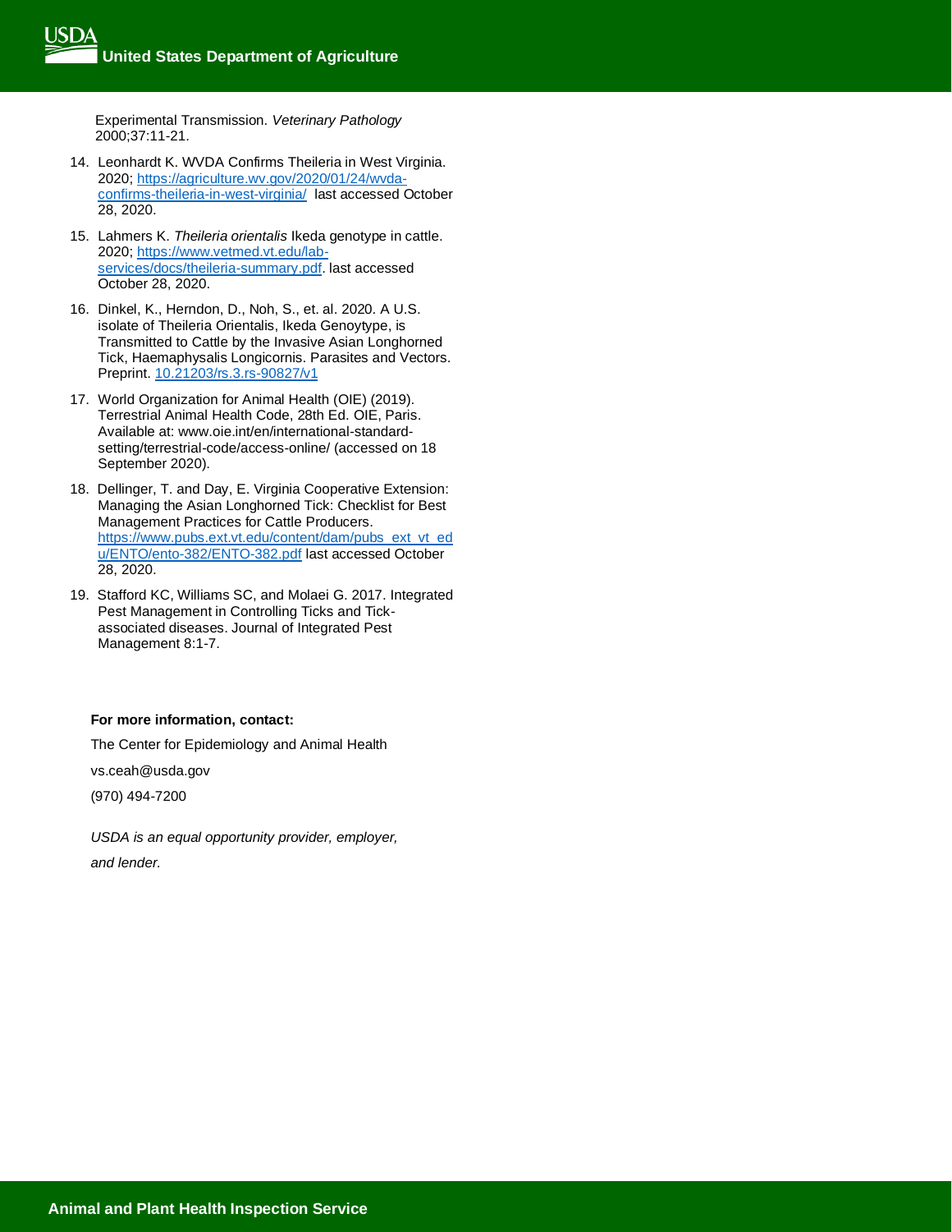Experimental Transmission. *Veterinary Pathology* 2000;37:11-21.

14. Leonhardt K. WVDA Confirms Theileria in West Virginia. 2020; https://agriculture.wv.gov/2020/01/24/wvda-confirms-theileria-in-west-virginia/ last accessed October 28, 2020.

15. Lahmers K. *Theileria orientalis* Ikeda genotype in cattle. 2020; https://www.vetmed.vt.edu/lab-services/docs/theileria-summary.pdf. last accessed October 28, 2020.

16. Dinkel, K., Herndon, D., Noh, S., et. al. 2020. A U.S. isolate of Theileria Orientalis, Ikeda Genoytype, is Transmitted to Cattle by the Invasive Asian Longhorned Tick, Haemaphysalis Longicornis. Parasites and Vectors. Preprint. 10.21203/rs.3.rs-90827/v1

17. World Organization for Animal Health (OIE) (2019). Terrestrial Animal Health Code, 28th Ed. OIE, Paris. Available at: www.oie.int/en/international-standard-setting/terrestrial-code/access-online/ (accessed on 18 September 2020).

18. Dellinger, T. and Day, E. Virginia Cooperative Extension: Managing the Asian Longhorned Tick: Checklist for Best Management Practices for Cattle Producers. https://www.pubs.ext.vt.edu/content/dam/pubs_ext_vt_edu/ENTO/ento-382/ENTO-382.pdf last accessed October 28, 2020.

19. Stafford KC, Williams SC, and Molaei G. 2017. Integrated Pest Management in Controlling Ticks and Tick-associated diseases. Journal of Integrated Pest Management 8:1-7.

**For more information, contact:**

The Center for Epidemiology and Animal Health

vs.ceah@usda.gov

(970) 494-7200

*USDA is an equal opportunity provider, employer, and lender.*